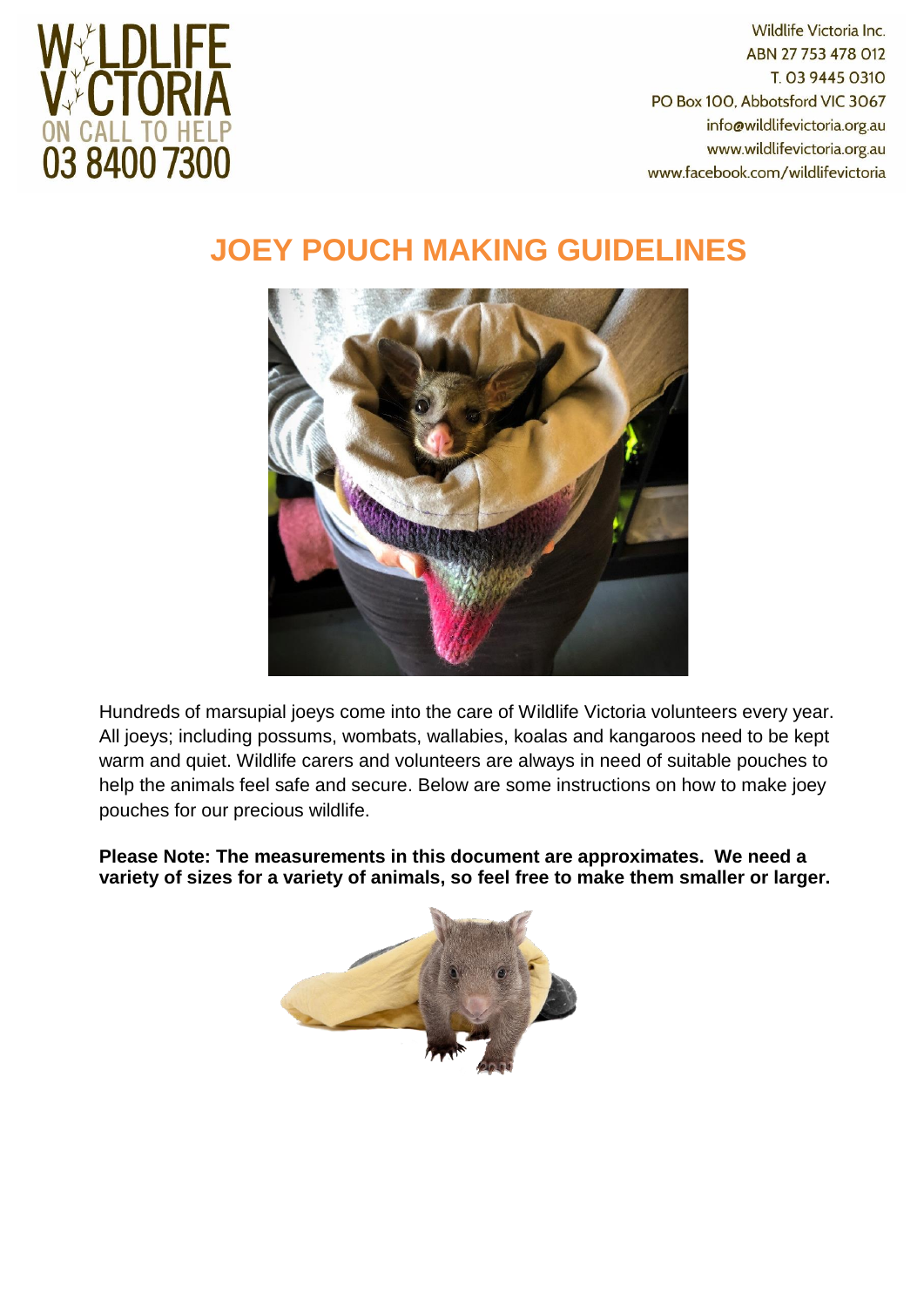Wildlife Victoria Inc.
ABN 27 753 478 012
T. 03 9445 0310
PO Box 100, Abbotsford VIC 3067
info@wildlifevictoria.org.au
www.wildlifevictoria.org.au
www.facebook.com/wildlifevictoria

# JOEY POUCH MAKING GUIDELINES

Hundreds of marsupial joeys come into the care of Wildlife Victoria volunteers every year. All joeys; including possums, wombats, wallabies, koalas and kangaroos need to be kept warm and quiet. Wildlife carers and volunteers are always in need of suitable pouches to help the animals feel safe and secure. Below are some instructions on how to make joey pouches for our precious wildlife.

**Please Note: The measurements in this document are approximates. We need a variety of sizes for a variety of animals, so feel free to make them smaller or larger.**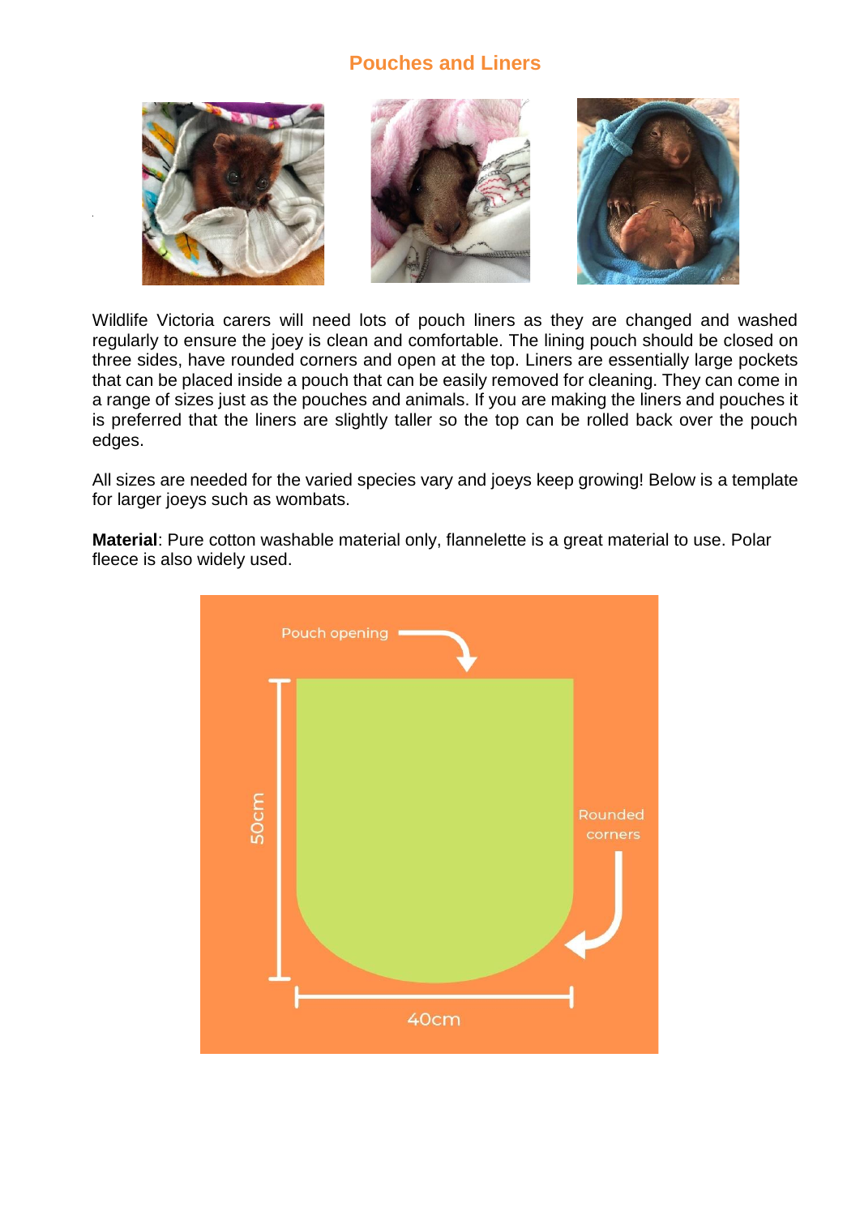## Pouches and Liners

Wildlife Victoria carers will need lots of pouch liners as they are changed and washed regularly to ensure the joey is clean and comfortable. The lining pouch should be closed on three sides, have rounded corners and open at the top. Liners are essentially large pockets that can be placed inside a pouch that can be easily removed for cleaning. They can come in a range of sizes just as the pouches and animals. If you are making the liners and pouches it is preferred that the liners are slightly taller so the top can be rolled back over the pouch edges.

All sizes are needed for the varied species vary and joeys keep growing! Below is a template for larger joeys such as wombats.

**Material**: Pure cotton washable material only, flannelette is a great material to use. Polar fleece is also widely used.

Pouch opening

50cm

Rounded corners

40cm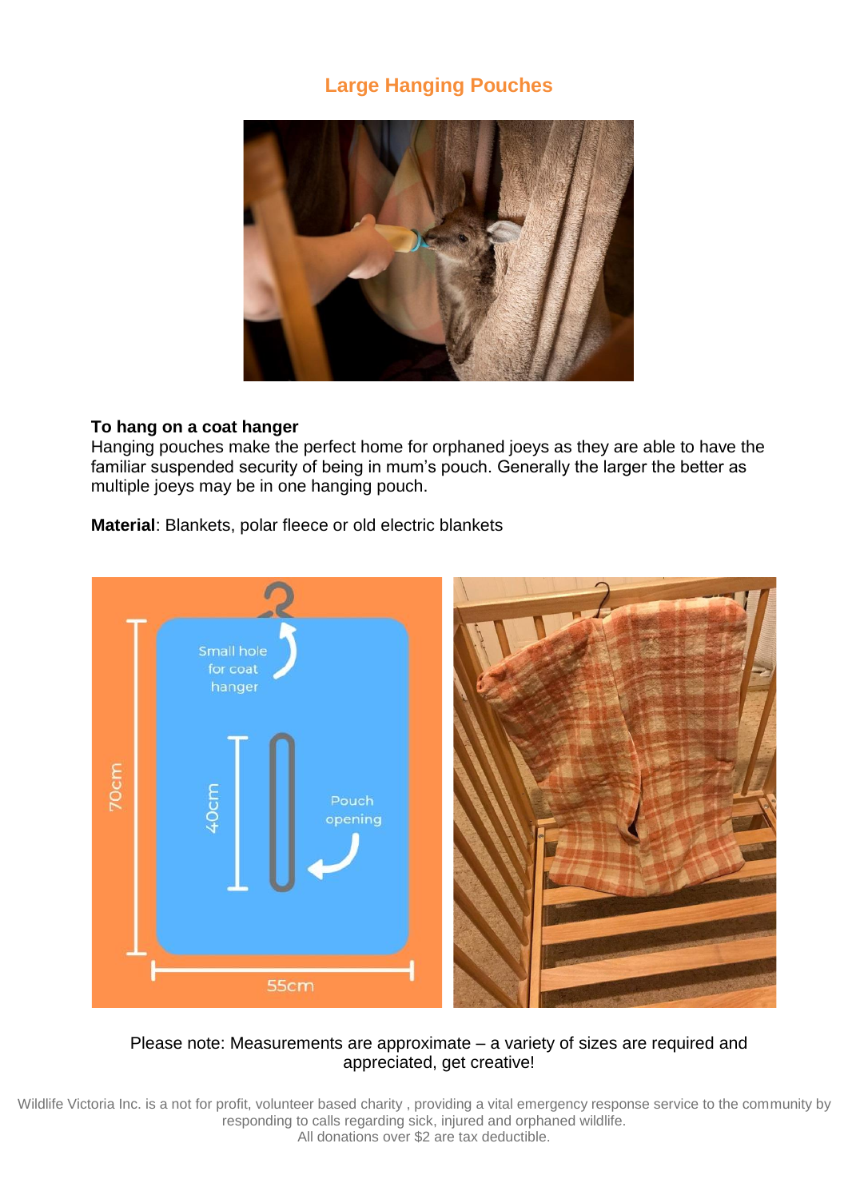## Large Hanging Pouches

**To hang on a coat hanger**
Hanging pouches make the perfect home for orphaned joeys as they are able to have the familiar suspended security of being in mum's pouch. Generally the larger the better as multiple joeys may be in one hanging pouch.

**Material**: Blankets, polar fleece or old electric blankets

Small hole for coat hanger

70cm

40cm

Pouch opening

55cm

Please note: Measurements are approximate – a variety of sizes are required and appreciated, get creative!

Wildlife Victoria Inc. is a not for profit, volunteer based charity , providing a vital emergency response service to the community by responding to calls regarding sick, injured and orphaned wildlife.
All donations over $2 are tax deductible.